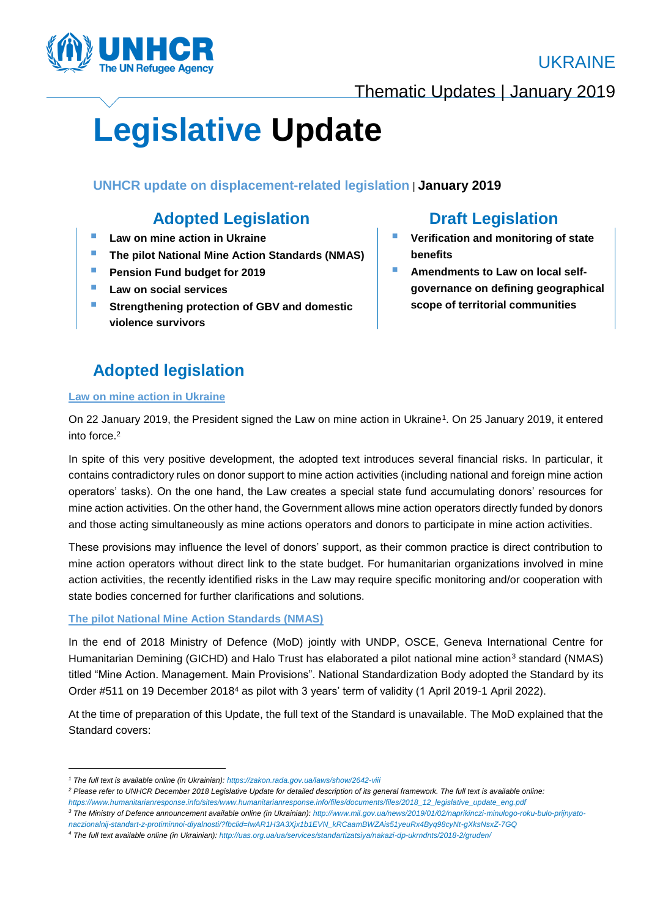UKRAINE

Thematic Updates | January 2019

# Legislative Update

**UNHCR update on displacement-related legislation** | **January 2019**

## Adopted Legislation

- **Law on mine action in Ukraine**
- **The pilot National Mine Action Standards (NMAS)**
- **Pension Fund budget for 2019**
- **Law on social services**
- **Strengthening protection of GBV and domestic violence survivors**

## Draft Legislation

- **Verification and monitoring of state benefits**
- **Amendments to Law on local self-governance on defining geographical scope of territorial communities**

## Adopted legislation

### Law on mine action in Ukraine

On 22 January 2019, the President signed the Law on mine action in Ukraine[1]. On 25 January 2019, it entered into force.[2]

In spite of this very positive development, the adopted text introduces several financial risks. In particular, it contains contradictory rules on donor support to mine action activities (including national and foreign mine action operators' tasks). On the one hand, the Law creates a special state fund accumulating donors' resources for mine action activities. On the other hand, the Government allows mine action operators directly funded by donors and those acting simultaneously as mine actions operators and donors to participate in mine action activities.

These provisions may influence the level of donors' support, as their common practice is direct contribution to mine action operators without direct link to the state budget. For humanitarian organizations involved in mine action activities, the recently identified risks in the Law may require specific monitoring and/or cooperation with state bodies concerned for further clarifications and solutions.

### The pilot National Mine Action Standards (NMAS)

In the end of 2018 Ministry of Defence (MoD) jointly with UNDP, OSCE, Geneva International Centre for Humanitarian Demining (GICHD) and Halo Trust has elaborated a pilot national mine action[3] standard (NMAS) titled "Mine Action. Management. Main Provisions". National Standardization Body adopted the Standard by its Order #511 on 19 December 2018[4] as pilot with 3 years' term of validity (1 April 2019-1 April 2022).

At the time of preparation of this Update, the full text of the Standard is unavailable. The MoD explained that the Standard covers:

---

*[1] The full text is available online (in Ukrainian): https://zakon.rada.gov.ua/laws/show/2642-viii*

*[2] Please refer to UNHCR December 2018 Legislative Update for detailed description of its general framework. The full text is available online: https://www.humanitarianresponse.info/sites/www.humanitarianresponse.info/files/documents/files/2018_12_legislative_update_eng.pdf*

*[3] The Ministry of Defence announcement available online (in Ukrainian): http://www.mil.gov.ua/news/2019/01/02/naprikinczi-minulogo-roku-bulo-prijnyato-naczionalnij-standart-z-protiminnoi-diyalnosti/?fbclid=IwAR1H3A3Xjx1b1EVN_kRCaamBWZAis51yeuRx4Byq98cyNt-gXksNsxZ-7GQ*

*[4] The full text available online (in Ukrainian): http://uas.org.ua/ua/services/standartizatsiya/nakazi-dp-ukrndnts/2018-2/gruden/*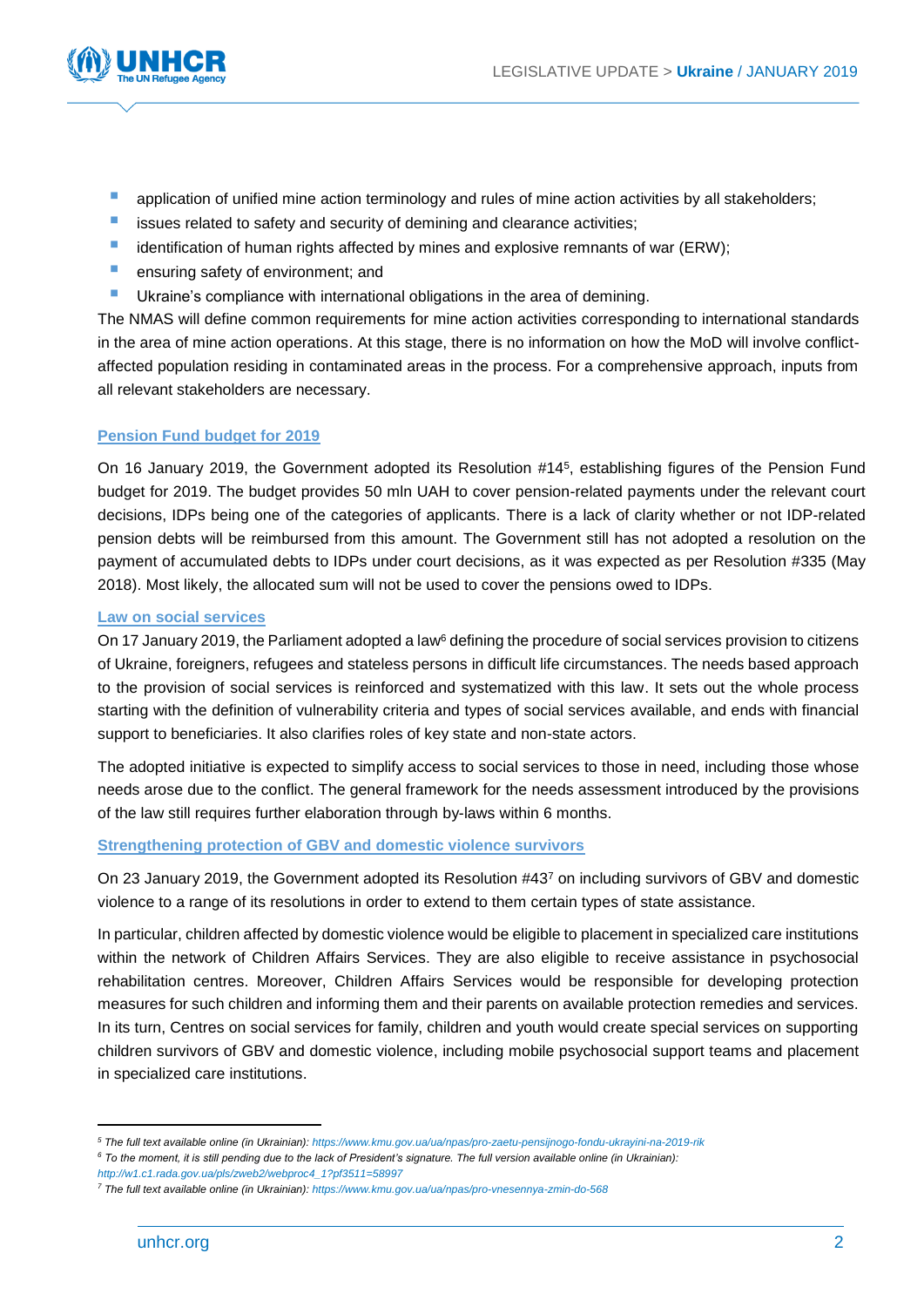- application of unified mine action terminology and rules of mine action activities by all stakeholders;
- issues related to safety and security of demining and clearance activities;
- identification of human rights affected by mines and explosive remnants of war (ERW);
- ensuring safety of environment; and
- Ukraine's compliance with international obligations in the area of demining.

The NMAS will define common requirements for mine action activities corresponding to international standards in the area of mine action operations. At this stage, there is no information on how the MoD will involve conflict-affected population residing in contaminated areas in the process. For a comprehensive approach, inputs from all relevant stakeholders are necessary.

### Pension Fund budget for 2019

On 16 January 2019, the Government adopted its Resolution #14[5], establishing figures of the Pension Fund budget for 2019. The budget provides 50 mln UAH to cover pension-related payments under the relevant court decisions, IDPs being one of the categories of applicants. There is a lack of clarity whether or not IDP-related pension debts will be reimbursed from this amount. The Government still has not adopted a resolution on the payment of accumulated debts to IDPs under court decisions, as it was expected as per Resolution #335 (May 2018). Most likely, the allocated sum will not be used to cover the pensions owed to IDPs.

### Law on social services

On 17 January 2019, the Parliament adopted a law[6] defining the procedure of social services provision to citizens of Ukraine, foreigners, refugees and stateless persons in difficult life circumstances. The needs based approach to the provision of social services is reinforced and systematized with this law. It sets out the whole process starting with the definition of vulnerability criteria and types of social services available, and ends with financial support to beneficiaries. It also clarifies roles of key state and non-state actors.

The adopted initiative is expected to simplify access to social services to those in need, including those whose needs arose due to the conflict. The general framework for the needs assessment introduced by the provisions of the law still requires further elaboration through by-laws within 6 months.

### Strengthening protection of GBV and domestic violence survivors

On 23 January 2019, the Government adopted its Resolution #43[7] on including survivors of GBV and domestic violence to a range of its resolutions in order to extend to them certain types of state assistance.

In particular, children affected by domestic violence would be eligible to placement in specialized care institutions within the network of Children Affairs Services. They are also eligible to receive assistance in psychosocial rehabilitation centres. Moreover, Children Affairs Services would be responsible for developing protection measures for such children and informing them and their parents on available protection remedies and services. In its turn, Centres on social services for family, children and youth would create special services on supporting children survivors of GBV and domestic violence, including mobile psychosocial support teams and placement in specialized care institutions.

---

*[5] The full text available online (in Ukrainian): https://www.kmu.gov.ua/ua/npas/pro-zaetu-pensijnogo-fondu-ukrayini-na-2019-rik*

*[6] To the moment, it is still pending due to the lack of President's signature. The full version available online (in Ukrainian): http://w1.c1.rada.gov.ua/pls/zweb2/webproc4_1?pf3511=58997*

*[7] The full text available online (in Ukrainian): https://www.kmu.gov.ua/ua/npas/pro-vnesennya-zmin-do-568*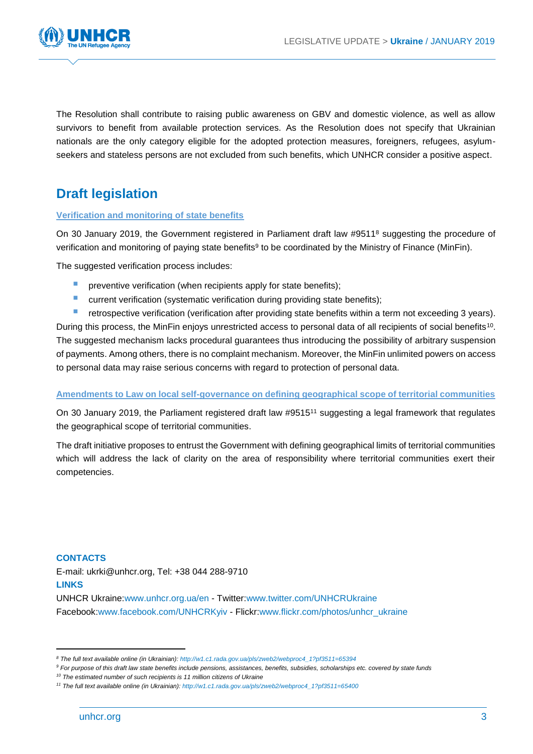The Resolution shall contribute to raising public awareness on GBV and domestic violence, as well as allow survivors to benefit from available protection services. As the Resolution does not specify that Ukrainian nationals are the only category eligible for the adopted protection measures, foreigners, refugees, asylum-seekers and stateless persons are not excluded from such benefits, which UNHCR consider a positive aspect.

## Draft legislation

### Verification and monitoring of state benefits

On 30 January 2019, the Government registered in Parliament draft law #9511[8] suggesting the procedure of verification and monitoring of paying state benefits[9] to be coordinated by the Ministry of Finance (MinFin).

The suggested verification process includes:

- preventive verification (when recipients apply for state benefits);
- current verification (systematic verification during providing state benefits);
- retrospective verification (verification after providing state benefits within a term not exceeding 3 years).

During this process, the MinFin enjoys unrestricted access to personal data of all recipients of social benefits[10]. The suggested mechanism lacks procedural guarantees thus introducing the possibility of arbitrary suspension of payments. Among others, there is no complaint mechanism. Moreover, the MinFin unlimited powers on access to personal data may raise serious concerns with regard to protection of personal data.

### Amendments to Law on local self-governance on defining geographical scope of territorial communities

On 30 January 2019, the Parliament registered draft law #9515[11] suggesting a legal framework that regulates the geographical scope of territorial communities.

The draft initiative proposes to entrust the Government with defining geographical limits of territorial communities which will address the lack of clarity on the area of responsibility where territorial communities exert their competencies.

**CONTACTS**

E-mail: ukrki@unhcr.org, Tel: +38 044 288-9710

**LINKS**

UNHCR Ukraine:www.unhcr.org.ua/en - Twitter:www.twitter.com/UNHCRUkraine
Facebook:www.facebook.com/UNHCRKyiv - Flickr:www.flickr.com/photos/unhcr_ukraine

---

*[8] The full text available online (in Ukrainian): http://w1.c1.rada.gov.ua/pls/zweb2/webproc4_1?pf3511=65394*

*[9] For purpose of this draft law state benefits include pensions, assistances, benefits, subsidies, scholarships etc. covered by state funds*

*[10] The estimated number of such recipients is 11 million citizens of Ukraine*

*[11] The full text available online (in Ukrainian): http://w1.c1.rada.gov.ua/pls/zweb2/webproc4_1?pf3511=65400*